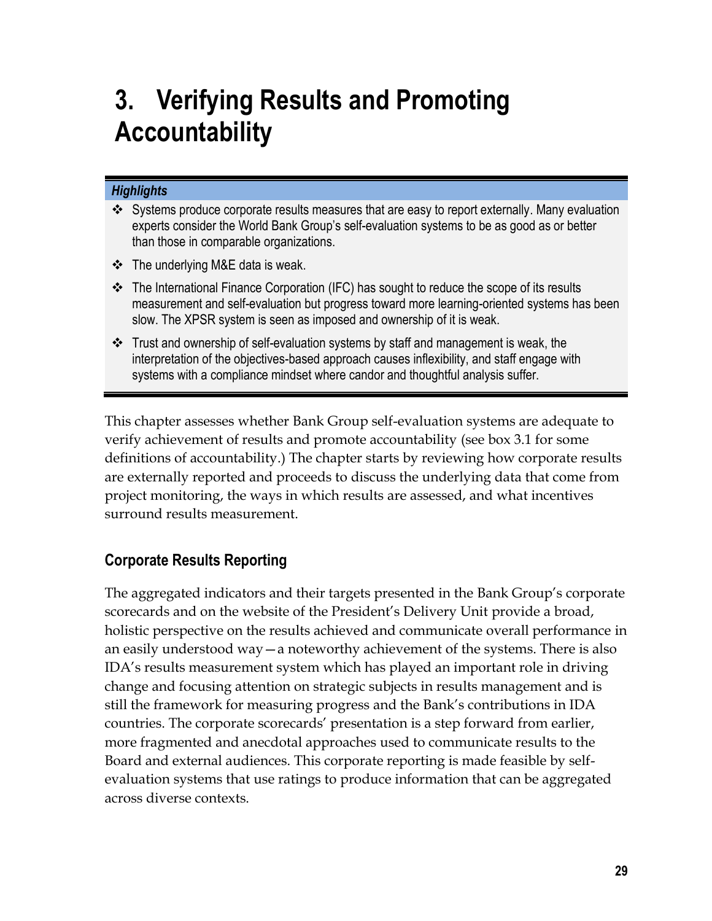# 3. Verifying Results and Promoting Accountability

***Highlights***

- Systems produce corporate results measures that are easy to report externally. Many evaluation experts consider the World Bank Group's self-evaluation systems to be as good as or better than those in comparable organizations.
- The underlying M&E data is weak.
- The International Finance Corporation (IFC) has sought to reduce the scope of its results measurement and self-evaluation but progress toward more learning-oriented systems has been slow. The XPSR system is seen as imposed and ownership of it is weak.
- Trust and ownership of self-evaluation systems by staff and management is weak, the interpretation of the objectives-based approach causes inflexibility, and staff engage with systems with a compliance mindset where candor and thoughtful analysis suffer.

This chapter assesses whether Bank Group self-evaluation systems are adequate to verify achievement of results and promote accountability (see box 3.1 for some definitions of accountability.) The chapter starts by reviewing how corporate results are externally reported and proceeds to discuss the underlying data that come from project monitoring, the ways in which results are assessed, and what incentives surround results measurement.

## Corporate Results Reporting

The aggregated indicators and their targets presented in the Bank Group's corporate scorecards and on the website of the President's Delivery Unit provide a broad, holistic perspective on the results achieved and communicate overall performance in an easily understood way—a noteworthy achievement of the systems. There is also IDA's results measurement system which has played an important role in driving change and focusing attention on strategic subjects in results management and is still the framework for measuring progress and the Bank's contributions in IDA countries. The corporate scorecards' presentation is a step forward from earlier, more fragmented and anecdotal approaches used to communicate results to the Board and external audiences. This corporate reporting is made feasible by self-evaluation systems that use ratings to produce information that can be aggregated across diverse contexts.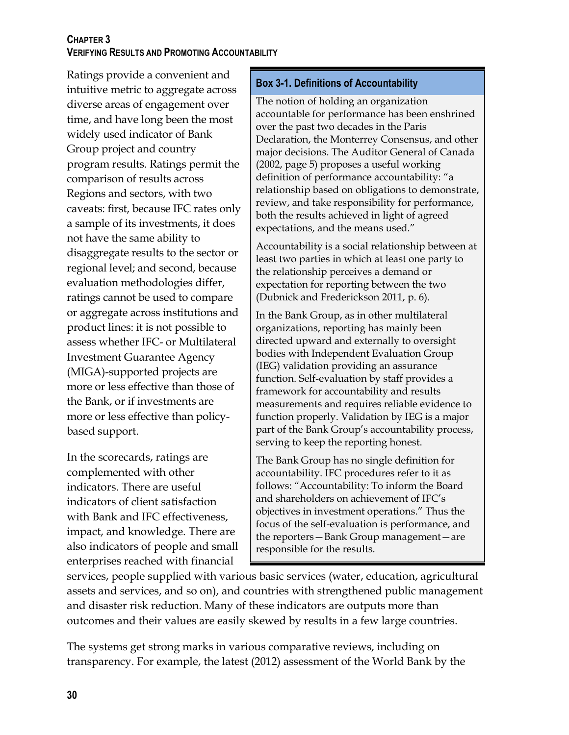Ratings provide a convenient and intuitive metric to aggregate across diverse areas of engagement over time, and have long been the most widely used indicator of Bank Group project and country program results. Ratings permit the comparison of results across Regions and sectors, with two caveats: first, because IFC rates only a sample of its investments, it does not have the same ability to disaggregate results to the sector or regional level; and second, because evaluation methodologies differ, ratings cannot be used to compare or aggregate across institutions and product lines: it is not possible to assess whether IFC- or Multilateral Investment Guarantee Agency (MIGA)-supported projects are more or less effective than those of the Bank, or if investments are more or less effective than policy-based support.

In the scorecards, ratings are complemented with other indicators. There are useful indicators of client satisfaction with Bank and IFC effectiveness, impact, and knowledge. There are also indicators of people and small enterprises reached with financial services, people supplied with various basic services (water, education, agricultural assets and services, and so on), and countries with strengthened public management and disaster risk reduction. Many of these indicators are outputs more than outcomes and their values are easily skewed by results in a few large countries.

> **Box 3-1. Definitions of Accountability**
>
> The notion of holding an organization accountable for performance has been enshrined over the past two decades in the Paris Declaration, the Monterrey Consensus, and other major decisions. The Auditor General of Canada (2002, page 5) proposes a useful working definition of performance accountability: "a relationship based on obligations to demonstrate, review, and take responsibility for performance, both the results achieved in light of agreed expectations, and the means used."
>
> Accountability is a social relationship between at least two parties in which at least one party to the relationship perceives a demand or expectation for reporting between the two (Dubnick and Frederickson 2011, p. 6).
>
> In the Bank Group, as in other multilateral organizations, reporting has mainly been directed upward and externally to oversight bodies with Independent Evaluation Group (IEG) validation providing an assurance function. Self-evaluation by staff provides a framework for accountability and results measurements and requires reliable evidence to function properly. Validation by IEG is a major part of the Bank Group's accountability process, serving to keep the reporting honest.
>
> The Bank Group has no single definition for accountability. IFC procedures refer to it as follows: "Accountability: To inform the Board and shareholders on achievement of IFC's objectives in investment operations." Thus the focus of the self-evaluation is performance, and the reporters—Bank Group management—are responsible for the results.

The systems get strong marks in various comparative reviews, including on transparency. For example, the latest (2012) assessment of the World Bank by the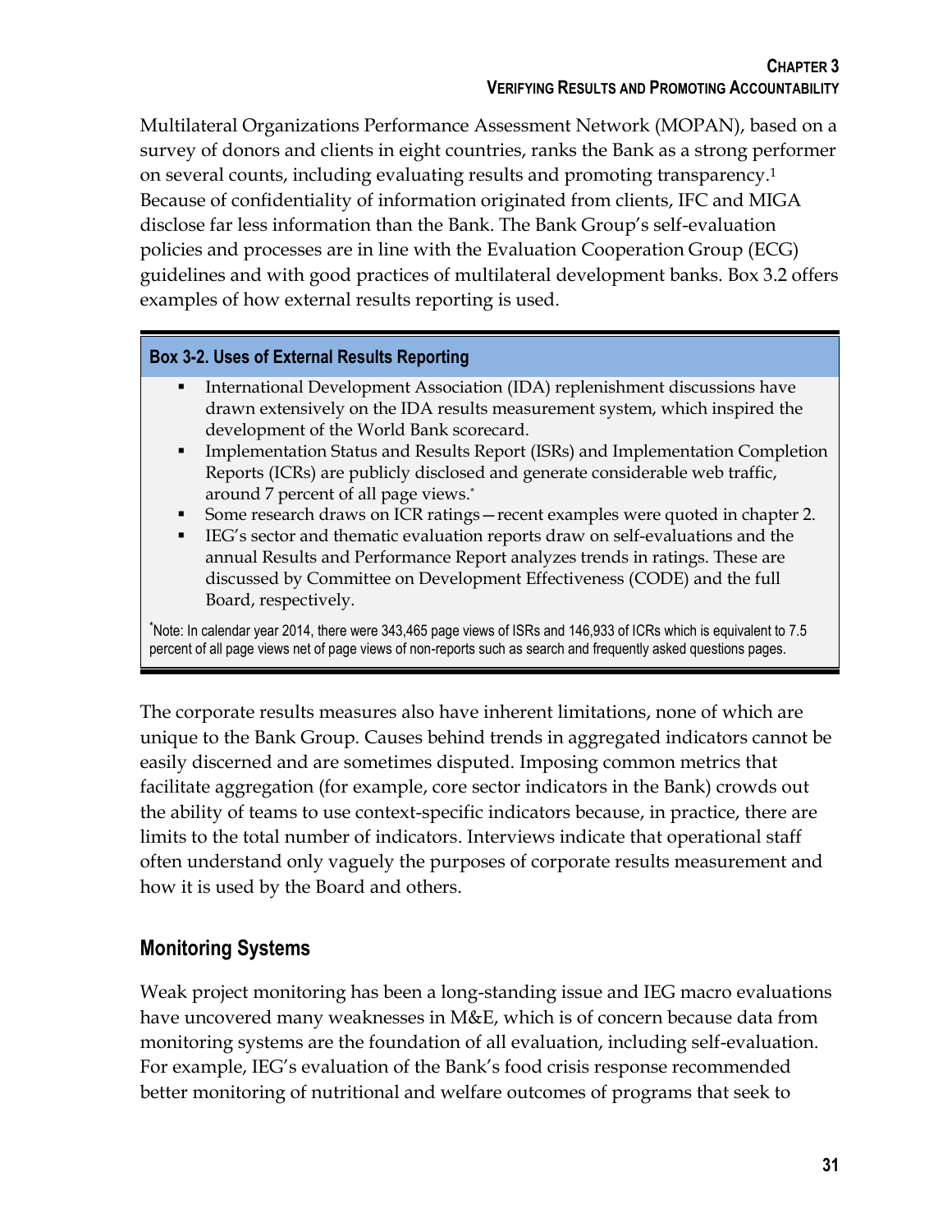Multilateral Organizations Performance Assessment Network (MOPAN), based on a survey of donors and clients in eight countries, ranks the Bank as a strong performer on several counts, including evaluating results and promoting transparency.[1] Because of confidentiality of information originated from clients, IFC and MIGA disclose far less information than the Bank. The Bank Group's self-evaluation policies and processes are in line with the Evaluation Cooperation Group (ECG) guidelines and with good practices of multilateral development banks. Box 3.2 offers examples of how external results reporting is used.

**Box 3-2. Uses of External Results Reporting**

- International Development Association (IDA) replenishment discussions have drawn extensively on the IDA results measurement system, which inspired the development of the World Bank scorecard.
- Implementation Status and Results Report (ISRs) and Implementation Completion Reports (ICRs) are publicly disclosed and generate considerable web traffic, around 7 percent of all page views.*
- Some research draws on ICR ratings—recent examples were quoted in chapter 2.
- IEG's sector and thematic evaluation reports draw on self-evaluations and the annual Results and Performance Report analyzes trends in ratings. These are discussed by Committee on Development Effectiveness (CODE) and the full Board, respectively.

*Note: In calendar year 2014, there were 343,465 page views of ISRs and 146,933 of ICRs which is equivalent to 7.5 percent of all page views net of page views of non-reports such as search and frequently asked questions pages.

The corporate results measures also have inherent limitations, none of which are unique to the Bank Group. Causes behind trends in aggregated indicators cannot be easily discerned and are sometimes disputed. Imposing common metrics that facilitate aggregation (for example, core sector indicators in the Bank) crowds out the ability of teams to use context-specific indicators because, in practice, there are limits to the total number of indicators. Interviews indicate that operational staff often understand only vaguely the purposes of corporate results measurement and how it is used by the Board and others.

## Monitoring Systems

Weak project monitoring has been a long-standing issue and IEG macro evaluations have uncovered many weaknesses in M&E, which is of concern because data from monitoring systems are the foundation of all evaluation, including self-evaluation. For example, IEG's evaluation of the Bank's food crisis response recommended better monitoring of nutritional and welfare outcomes of programs that seek to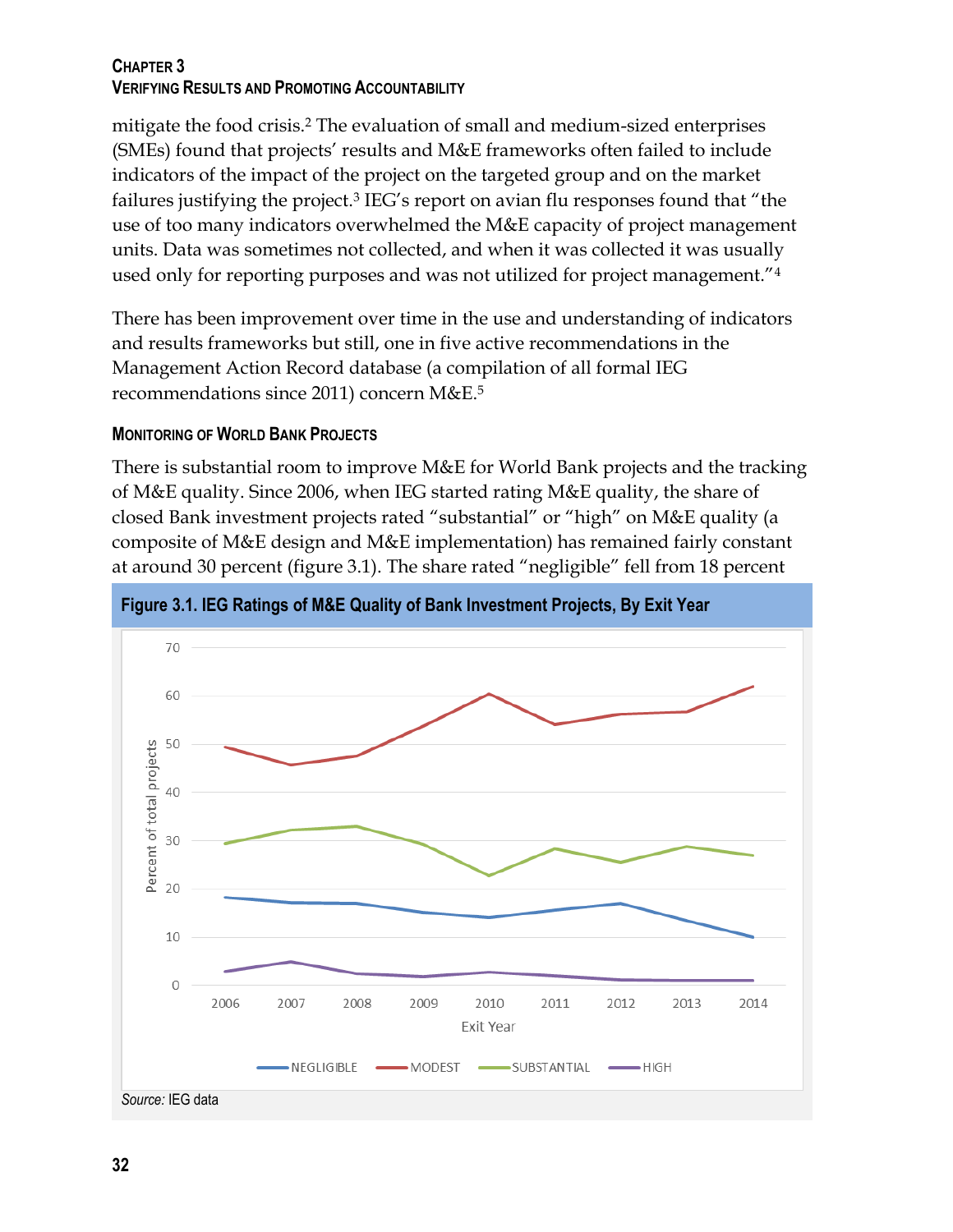mitigate the food crisis.[2] The evaluation of small and medium-sized enterprises (SMEs) found that projects' results and M&E frameworks often failed to include indicators of the impact of the project on the targeted group and on the market failures justifying the project.[3] IEG's report on avian flu responses found that "the use of too many indicators overwhelmed the M&E capacity of project management units. Data was sometimes not collected, and when it was collected it was usually used only for reporting purposes and was not utilized for project management."[4]

There has been improvement over time in the use and understanding of indicators and results frameworks but still, one in five active recommendations in the Management Action Record database (a compilation of all formal IEG recommendations since 2011) concern M&E.[5]

### Monitoring of World Bank Projects

There is substantial room to improve M&E for World Bank projects and the tracking of M&E quality. Since 2006, when IEG started rating M&E quality, the share of closed Bank investment projects rated "substantial" or "high" on M&E quality (a composite of M&E design and M&E implementation) has remained fairly constant at around 30 percent (figure 3.1). The share rated "negligible" fell from 18 percent

**Figure 3.1. IEG Ratings of M&E Quality of Bank Investment Projects, By Exit Year**

*Source:* IEG data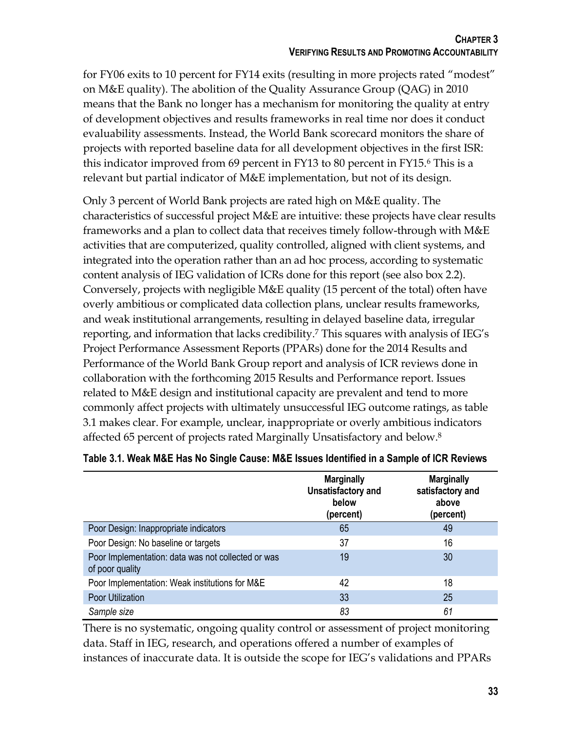for FY06 exits to 10 percent for FY14 exits (resulting in more projects rated "modest" on M&E quality). The abolition of the Quality Assurance Group (QAG) in 2010 means that the Bank no longer has a mechanism for monitoring the quality at entry of development objectives and results frameworks in real time nor does it conduct evaluability assessments. Instead, the World Bank scorecard monitors the share of projects with reported baseline data for all development objectives in the first ISR: this indicator improved from 69 percent in FY13 to 80 percent in FY15.[6] This is a relevant but partial indicator of M&E implementation, but not of its design.

Only 3 percent of World Bank projects are rated high on M&E quality. The characteristics of successful project M&E are intuitive: these projects have clear results frameworks and a plan to collect data that receives timely follow-through with M&E activities that are computerized, quality controlled, aligned with client systems, and integrated into the operation rather than an ad hoc process, according to systematic content analysis of IEG validation of ICRs done for this report (see also box 2.2). Conversely, projects with negligible M&E quality (15 percent of the total) often have overly ambitious or complicated data collection plans, unclear results frameworks, and weak institutional arrangements, resulting in delayed baseline data, irregular reporting, and information that lacks credibility.[7] This squares with analysis of IEG's Project Performance Assessment Reports (PPARs) done for the 2014 Results and Performance of the World Bank Group report and analysis of ICR reviews done in collaboration with the forthcoming 2015 Results and Performance report. Issues related to M&E design and institutional capacity are prevalent and tend to more commonly affect projects with ultimately unsuccessful IEG outcome ratings, as table 3.1 makes clear. For example, unclear, inappropriate or overly ambitious indicators affected 65 percent of projects rated Marginally Unsatisfactory and below.[8]

**Table 3.1. Weak M&E Has No Single Cause: M&E Issues Identified in a Sample of ICR Reviews**

| | Marginally Unsatisfactory and below (percent) | Marginally satisfactory and above (percent) |
|---|---|---|
| Poor Design: Inappropriate indicators | 65 | 49 |
| Poor Design: No baseline or targets | 37 | 16 |
| Poor Implementation: data was not collected or was of poor quality | 19 | 30 |
| Poor Implementation: Weak institutions for M&E | 42 | 18 |
| Poor Utilization | 33 | 25 |
| *Sample size* | *83* | *61* |

There is no systematic, ongoing quality control or assessment of project monitoring data. Staff in IEG, research, and operations offered a number of examples of instances of inaccurate data. It is outside the scope for IEG's validations and PPARs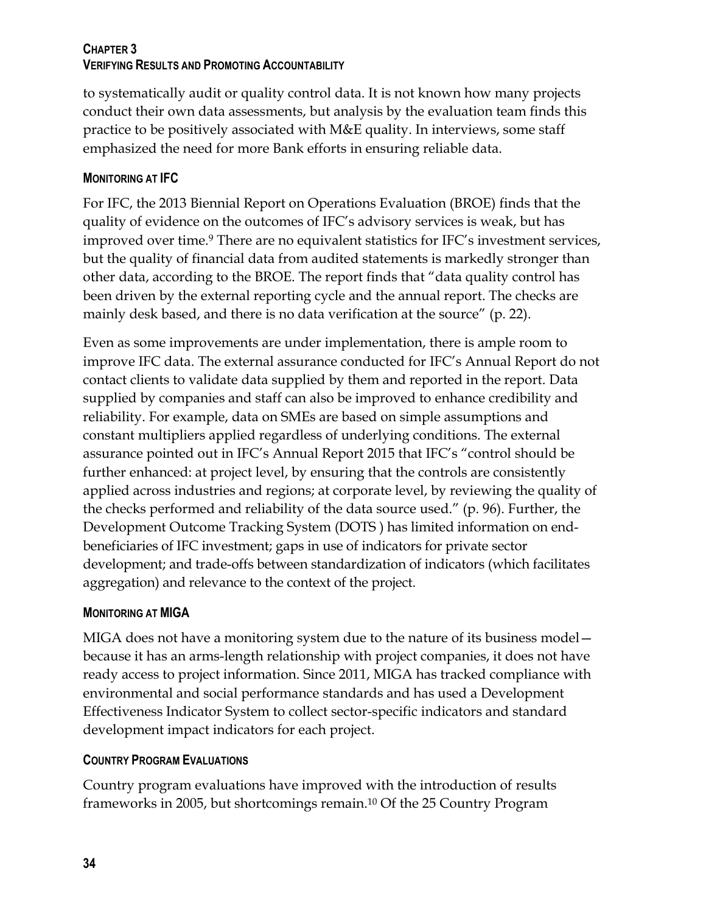to systematically audit or quality control data. It is not known how many projects conduct their own data assessments, but analysis by the evaluation team finds this practice to be positively associated with M&E quality. In interviews, some staff emphasized the need for more Bank efforts in ensuring reliable data.

### Monitoring at IFC

For IFC, the 2013 Biennial Report on Operations Evaluation (BROE) finds that the quality of evidence on the outcomes of IFC's advisory services is weak, but has improved over time.[9] There are no equivalent statistics for IFC's investment services, but the quality of financial data from audited statements is markedly stronger than other data, according to the BROE. The report finds that "data quality control has been driven by the external reporting cycle and the annual report. The checks are mainly desk based, and there is no data verification at the source" (p. 22).

Even as some improvements are under implementation, there is ample room to improve IFC data. The external assurance conducted for IFC's Annual Report do not contact clients to validate data supplied by them and reported in the report. Data supplied by companies and staff can also be improved to enhance credibility and reliability. For example, data on SMEs are based on simple assumptions and constant multipliers applied regardless of underlying conditions. The external assurance pointed out in IFC's Annual Report 2015 that IFC's "control should be further enhanced: at project level, by ensuring that the controls are consistently applied across industries and regions; at corporate level, by reviewing the quality of the checks performed and reliability of the data source used." (p. 96). Further, the Development Outcome Tracking System (DOTS ) has limited information on end-beneficiaries of IFC investment; gaps in use of indicators for private sector development; and trade-offs between standardization of indicators (which facilitates aggregation) and relevance to the context of the project.

### Monitoring at MIGA

MIGA does not have a monitoring system due to the nature of its business model—because it has an arms-length relationship with project companies, it does not have ready access to project information. Since 2011, MIGA has tracked compliance with environmental and social performance standards and has used a Development Effectiveness Indicator System to collect sector-specific indicators and standard development impact indicators for each project.

### Country Program Evaluations

Country program evaluations have improved with the introduction of results frameworks in 2005, but shortcomings remain.[10] Of the 25 Country Program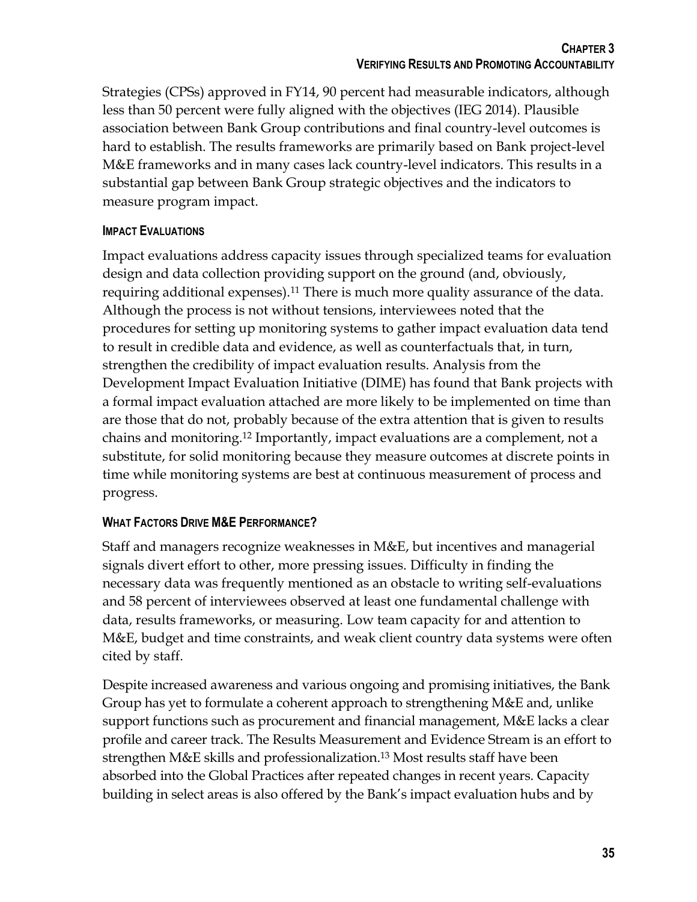Strategies (CPSs) approved in FY14, 90 percent had measurable indicators, although less than 50 percent were fully aligned with the objectives (IEG 2014). Plausible association between Bank Group contributions and final country-level outcomes is hard to establish. The results frameworks are primarily based on Bank project-level M&E frameworks and in many cases lack country-level indicators. This results in a substantial gap between Bank Group strategic objectives and the indicators to measure program impact.

#### IMPACT EVALUATIONS

Impact evaluations address capacity issues through specialized teams for evaluation design and data collection providing support on the ground (and, obviously, requiring additional expenses).[11] There is much more quality assurance of the data. Although the process is not without tensions, interviewees noted that the procedures for setting up monitoring systems to gather impact evaluation data tend to result in credible data and evidence, as well as counterfactuals that, in turn, strengthen the credibility of impact evaluation results. Analysis from the Development Impact Evaluation Initiative (DIME) has found that Bank projects with a formal impact evaluation attached are more likely to be implemented on time than are those that do not, probably because of the extra attention that is given to results chains and monitoring.[12] Importantly, impact evaluations are a complement, not a substitute, for solid monitoring because they measure outcomes at discrete points in time while monitoring systems are best at continuous measurement of process and progress.

#### WHAT FACTORS DRIVE M&E PERFORMANCE?

Staff and managers recognize weaknesses in M&E, but incentives and managerial signals divert effort to other, more pressing issues. Difficulty in finding the necessary data was frequently mentioned as an obstacle to writing self-evaluations and 58 percent of interviewees observed at least one fundamental challenge with data, results frameworks, or measuring. Low team capacity for and attention to M&E, budget and time constraints, and weak client country data systems were often cited by staff.

Despite increased awareness and various ongoing and promising initiatives, the Bank Group has yet to formulate a coherent approach to strengthening M&E and, unlike support functions such as procurement and financial management, M&E lacks a clear profile and career track. The Results Measurement and Evidence Stream is an effort to strengthen M&E skills and professionalization.[13] Most results staff have been absorbed into the Global Practices after repeated changes in recent years. Capacity building in select areas is also offered by the Bank's impact evaluation hubs and by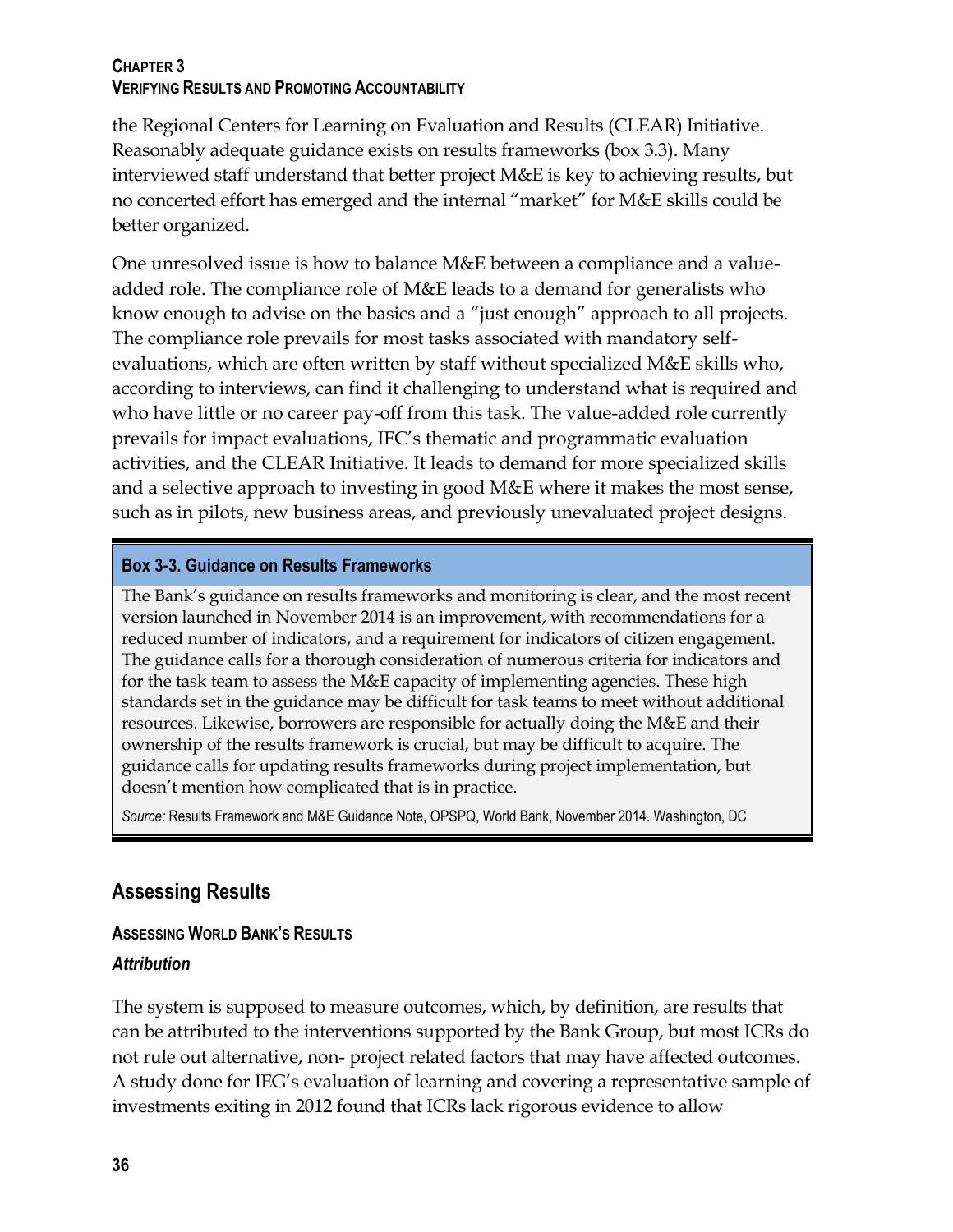the Regional Centers for Learning on Evaluation and Results (CLEAR) Initiative. Reasonably adequate guidance exists on results frameworks (box 3.3). Many interviewed staff understand that better project M&E is key to achieving results, but no concerted effort has emerged and the internal "market" for M&E skills could be better organized.

One unresolved issue is how to balance M&E between a compliance and a value-added role. The compliance role of M&E leads to a demand for generalists who know enough to advise on the basics and a "just enough" approach to all projects. The compliance role prevails for most tasks associated with mandatory self-evaluations, which are often written by staff without specialized M&E skills who, according to interviews, can find it challenging to understand what is required and who have little or no career pay-off from this task. The value-added role currently prevails for impact evaluations, IFC's thematic and programmatic evaluation activities, and the CLEAR Initiative. It leads to demand for more specialized skills and a selective approach to investing in good M&E where it makes the most sense, such as in pilots, new business areas, and previously unevaluated project designs.

**Box 3-3. Guidance on Results Frameworks**

The Bank's guidance on results frameworks and monitoring is clear, and the most recent version launched in November 2014 is an improvement, with recommendations for a reduced number of indicators, and a requirement for indicators of citizen engagement. The guidance calls for a thorough consideration of numerous criteria for indicators and for the task team to assess the M&E capacity of implementing agencies. These high standards set in the guidance may be difficult for task teams to meet without additional resources. Likewise, borrowers are responsible for actually doing the M&E and their ownership of the results framework is crucial, but may be difficult to acquire. The guidance calls for updating results frameworks during project implementation, but doesn't mention how complicated that is in practice.

*Source:* Results Framework and M&E Guidance Note, OPSPQ, World Bank, November 2014. Washington, DC

## Assessing Results

### ASSESSING WORLD BANK'S RESULTS

#### *Attribution*

The system is supposed to measure outcomes, which, by definition, are results that can be attributed to the interventions supported by the Bank Group, but most ICRs do not rule out alternative, non- project related factors that may have affected outcomes. A study done for IEG's evaluation of learning and covering a representative sample of investments exiting in 2012 found that ICRs lack rigorous evidence to allow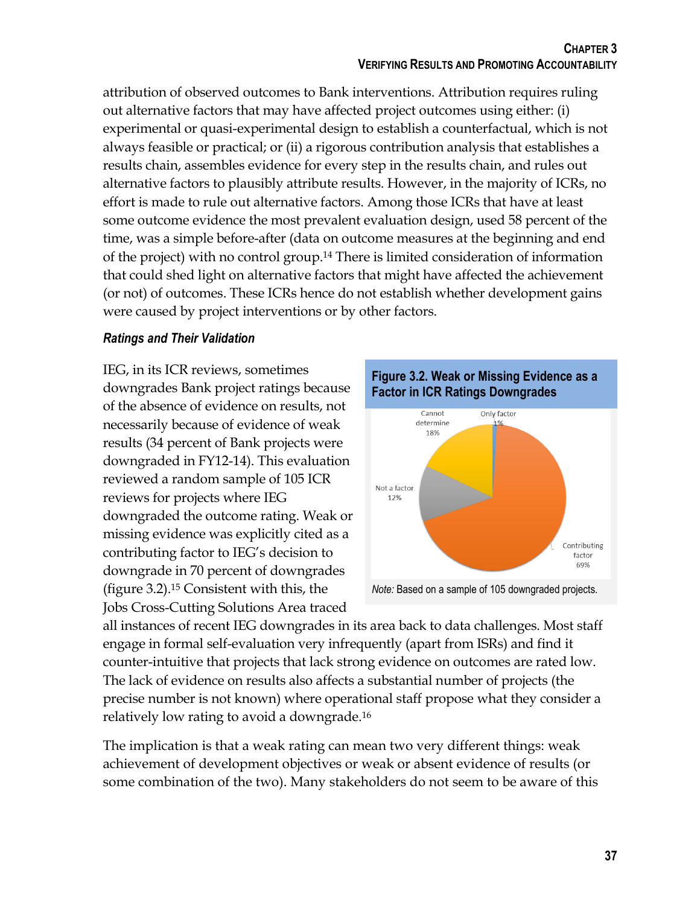attribution of observed outcomes to Bank interventions. Attribution requires ruling out alternative factors that may have affected project outcomes using either: (i) experimental or quasi-experimental design to establish a counterfactual, which is not always feasible or practical; or (ii) a rigorous contribution analysis that establishes a results chain, assembles evidence for every step in the results chain, and rules out alternative factors to plausibly attribute results. However, in the majority of ICRs, no effort is made to rule out alternative factors. Among those ICRs that have at least some outcome evidence the most prevalent evaluation design, used 58 percent of the time, was a simple before-after (data on outcome measures at the beginning and end of the project) with no control group.[14] There is limited consideration of information that could shed light on alternative factors that might have affected the achievement (or not) of outcomes. These ICRs hence do not establish whether development gains were caused by project interventions or by other factors.

### *Ratings and Their Validation*

IEG, in its ICR reviews, sometimes downgrades Bank project ratings because of the absence of evidence on results, not necessarily because of evidence of weak results (34 percent of Bank projects were downgraded in FY12-14). This evaluation reviewed a random sample of 105 ICR reviews for projects where IEG downgraded the outcome rating. Weak or missing evidence was explicitly cited as a contributing factor to IEG's decision to downgrade in 70 percent of downgrades (figure 3.2).[15] Consistent with this, the Jobs Cross-Cutting Solutions Area traced all instances of recent IEG downgrades in its area back to data challenges. Most staff engage in formal self-evaluation very infrequently (apart from ISRs) and find it counter-intuitive that projects that lack strong evidence on outcomes are rated low. The lack of evidence on results also affects a substantial number of projects (the precise number is not known) where operational staff propose what they consider a relatively low rating to avoid a downgrade.[16]

**Figure 3.2. Weak or Missing Evidence as a Factor in ICR Ratings Downgrades**

| Category | Share |
|---|---|
| Contributing factor | 69% |
| Cannot determine | 18% |
| Not a factor | 12% |
| Only factor | 1% |

*Note:* Based on a sample of 105 downgraded projects.

The implication is that a weak rating can mean two very different things: weak achievement of development objectives or weak or absent evidence of results (or some combination of the two). Many stakeholders do not seem to be aware of this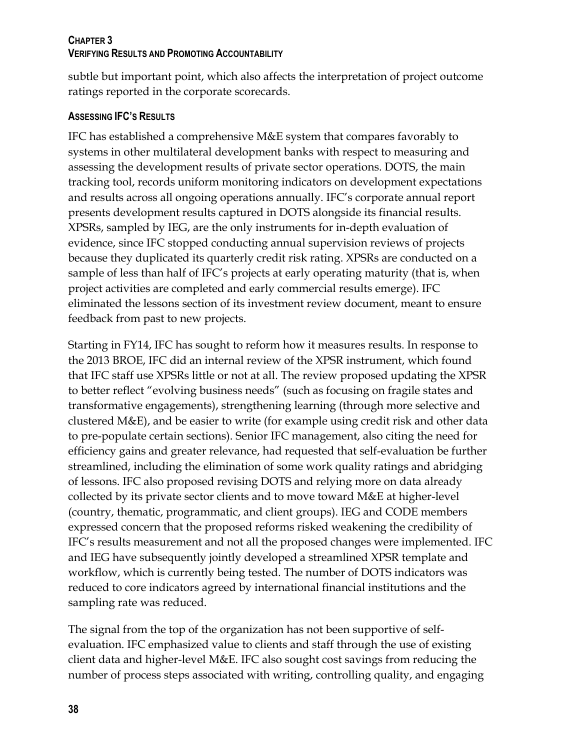subtle but important point, which also affects the interpretation of project outcome ratings reported in the corporate scorecards.

### Assessing IFC's Results

IFC has established a comprehensive M&E system that compares favorably to systems in other multilateral development banks with respect to measuring and assessing the development results of private sector operations. DOTS, the main tracking tool, records uniform monitoring indicators on development expectations and results across all ongoing operations annually. IFC's corporate annual report presents development results captured in DOTS alongside its financial results. XPSRs, sampled by IEG, are the only instruments for in-depth evaluation of evidence, since IFC stopped conducting annual supervision reviews of projects because they duplicated its quarterly credit risk rating. XPSRs are conducted on a sample of less than half of IFC's projects at early operating maturity (that is, when project activities are completed and early commercial results emerge). IFC eliminated the lessons section of its investment review document, meant to ensure feedback from past to new projects.

Starting in FY14, IFC has sought to reform how it measures results. In response to the 2013 BROE, IFC did an internal review of the XPSR instrument, which found that IFC staff use XPSRs little or not at all. The review proposed updating the XPSR to better reflect "evolving business needs" (such as focusing on fragile states and transformative engagements), strengthening learning (through more selective and clustered M&E), and be easier to write (for example using credit risk and other data to pre-populate certain sections). Senior IFC management, also citing the need for efficiency gains and greater relevance, had requested that self-evaluation be further streamlined, including the elimination of some work quality ratings and abridging of lessons. IFC also proposed revising DOTS and relying more on data already collected by its private sector clients and to move toward M&E at higher-level (country, thematic, programmatic, and client groups). IEG and CODE members expressed concern that the proposed reforms risked weakening the credibility of IFC's results measurement and not all the proposed changes were implemented. IFC and IEG have subsequently jointly developed a streamlined XPSR template and workflow, which is currently being tested. The number of DOTS indicators was reduced to core indicators agreed by international financial institutions and the sampling rate was reduced.

The signal from the top of the organization has not been supportive of self-evaluation. IFC emphasized value to clients and staff through the use of existing client data and higher-level M&E. IFC also sought cost savings from reducing the number of process steps associated with writing, controlling quality, and engaging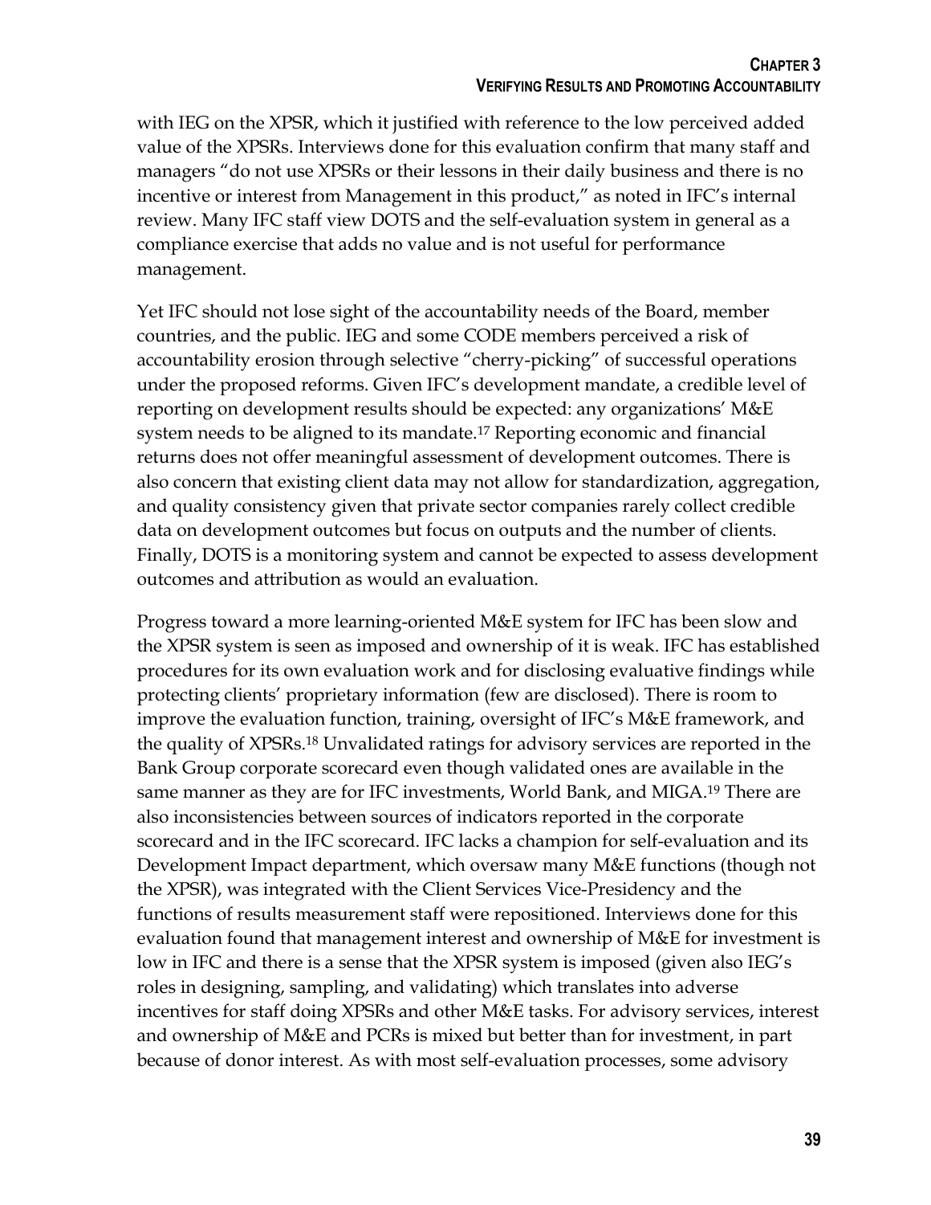with IEG on the XPSR, which it justified with reference to the low perceived added value of the XPSRs. Interviews done for this evaluation confirm that many staff and managers "do not use XPSRs or their lessons in their daily business and there is no incentive or interest from Management in this product," as noted in IFC's internal review. Many IFC staff view DOTS and the self-evaluation system in general as a compliance exercise that adds no value and is not useful for performance management.

Yet IFC should not lose sight of the accountability needs of the Board, member countries, and the public. IEG and some CODE members perceived a risk of accountability erosion through selective "cherry-picking" of successful operations under the proposed reforms. Given IFC's development mandate, a credible level of reporting on development results should be expected: any organizations' M&E system needs to be aligned to its mandate.[17] Reporting economic and financial returns does not offer meaningful assessment of development outcomes. There is also concern that existing client data may not allow for standardization, aggregation, and quality consistency given that private sector companies rarely collect credible data on development outcomes but focus on outputs and the number of clients. Finally, DOTS is a monitoring system and cannot be expected to assess development outcomes and attribution as would an evaluation.

Progress toward a more learning-oriented M&E system for IFC has been slow and the XPSR system is seen as imposed and ownership of it is weak. IFC has established procedures for its own evaluation work and for disclosing evaluative findings while protecting clients' proprietary information (few are disclosed). There is room to improve the evaluation function, training, oversight of IFC's M&E framework, and the quality of XPSRs.[18] Unvalidated ratings for advisory services are reported in the Bank Group corporate scorecard even though validated ones are available in the same manner as they are for IFC investments, World Bank, and MIGA.[19] There are also inconsistencies between sources of indicators reported in the corporate scorecard and in the IFC scorecard. IFC lacks a champion for self-evaluation and its Development Impact department, which oversaw many M&E functions (though not the XPSR), was integrated with the Client Services Vice-Presidency and the functions of results measurement staff were repositioned. Interviews done for this evaluation found that management interest and ownership of M&E for investment is low in IFC and there is a sense that the XPSR system is imposed (given also IEG's roles in designing, sampling, and validating) which translates into adverse incentives for staff doing XPSRs and other M&E tasks. For advisory services, interest and ownership of M&E and PCRs is mixed but better than for investment, in part because of donor interest. As with most self-evaluation processes, some advisory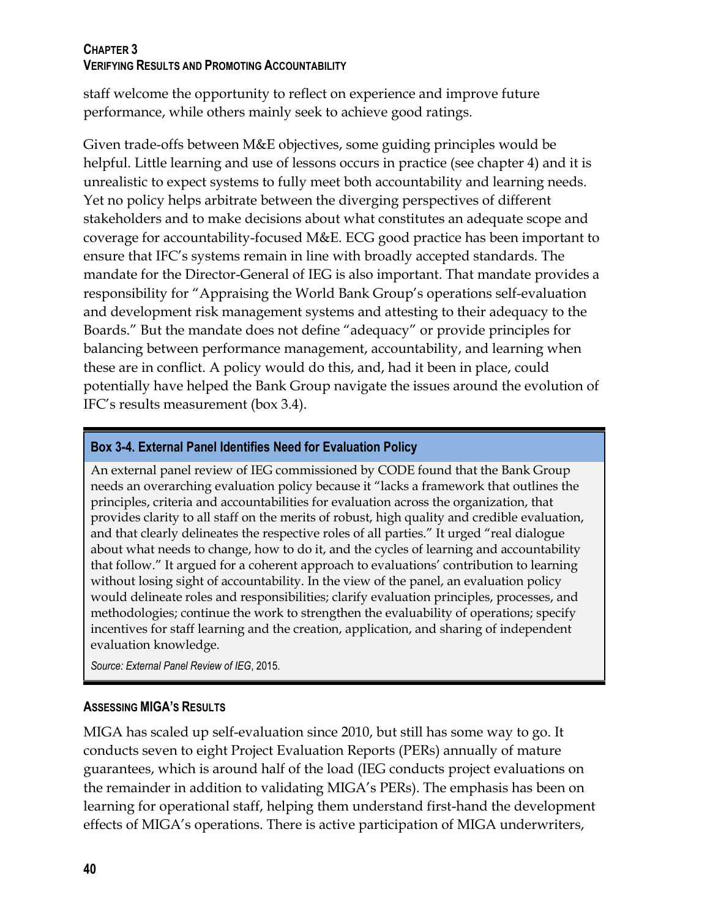staff welcome the opportunity to reflect on experience and improve future performance, while others mainly seek to achieve good ratings.

Given trade-offs between M&E objectives, some guiding principles would be helpful. Little learning and use of lessons occurs in practice (see chapter 4) and it is unrealistic to expect systems to fully meet both accountability and learning needs. Yet no policy helps arbitrate between the diverging perspectives of different stakeholders and to make decisions about what constitutes an adequate scope and coverage for accountability-focused M&E. ECG good practice has been important to ensure that IFC's systems remain in line with broadly accepted standards. The mandate for the Director-General of IEG is also important. That mandate provides a responsibility for "Appraising the World Bank Group's operations self-evaluation and development risk management systems and attesting to their adequacy to the Boards." But the mandate does not define "adequacy" or provide principles for balancing between performance management, accountability, and learning when these are in conflict. A policy would do this, and, had it been in place, could potentially have helped the Bank Group navigate the issues around the evolution of IFC's results measurement (box 3.4).

**Box 3-4. External Panel Identifies Need for Evaluation Policy**

An external panel review of IEG commissioned by CODE found that the Bank Group needs an overarching evaluation policy because it "lacks a framework that outlines the principles, criteria and accountabilities for evaluation across the organization, that provides clarity to all staff on the merits of robust, high quality and credible evaluation, and that clearly delineates the respective roles of all parties." It urged "real dialogue about what needs to change, how to do it, and the cycles of learning and accountability that follow." It argued for a coherent approach to evaluations' contribution to learning without losing sight of accountability. In the view of the panel, an evaluation policy would delineate roles and responsibilities; clarify evaluation principles, processes, and methodologies; continue the work to strengthen the evaluability of operations; specify incentives for staff learning and the creation, application, and sharing of independent evaluation knowledge.

*Source: External Panel Review of IEG*, 2015.

### Assessing MIGA's Results

MIGA has scaled up self-evaluation since 2010, but still has some way to go. It conducts seven to eight Project Evaluation Reports (PERs) annually of mature guarantees, which is around half of the load (IEG conducts project evaluations on the remainder in addition to validating MIGA's PERs). The emphasis has been on learning for operational staff, helping them understand first-hand the development effects of MIGA's operations. There is active participation of MIGA underwriters,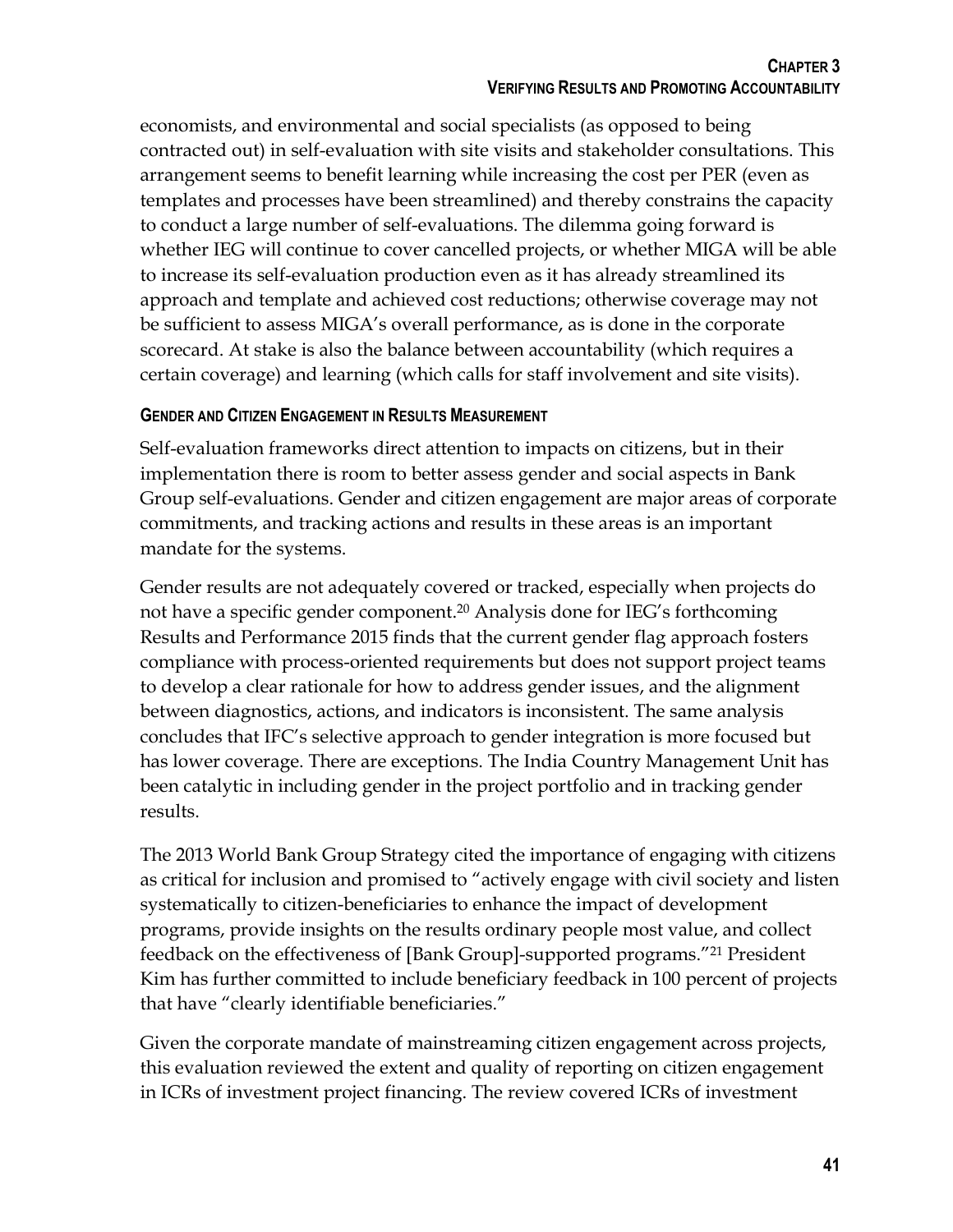economists, and environmental and social specialists (as opposed to being contracted out) in self-evaluation with site visits and stakeholder consultations. This arrangement seems to benefit learning while increasing the cost per PER (even as templates and processes have been streamlined) and thereby constrains the capacity to conduct a large number of self-evaluations. The dilemma going forward is whether IEG will continue to cover cancelled projects, or whether MIGA will be able to increase its self-evaluation production even as it has already streamlined its approach and template and achieved cost reductions; otherwise coverage may not be sufficient to assess MIGA's overall performance, as is done in the corporate scorecard. At stake is also the balance between accountability (which requires a certain coverage) and learning (which calls for staff involvement and site visits).

### Gender and Citizen Engagement in Results Measurement

Self-evaluation frameworks direct attention to impacts on citizens, but in their implementation there is room to better assess gender and social aspects in Bank Group self-evaluations. Gender and citizen engagement are major areas of corporate commitments, and tracking actions and results in these areas is an important mandate for the systems.

Gender results are not adequately covered or tracked, especially when projects do not have a specific gender component.[20] Analysis done for IEG's forthcoming Results and Performance 2015 finds that the current gender flag approach fosters compliance with process-oriented requirements but does not support project teams to develop a clear rationale for how to address gender issues, and the alignment between diagnostics, actions, and indicators is inconsistent. The same analysis concludes that IFC's selective approach to gender integration is more focused but has lower coverage. There are exceptions. The India Country Management Unit has been catalytic in including gender in the project portfolio and in tracking gender results.

The 2013 World Bank Group Strategy cited the importance of engaging with citizens as critical for inclusion and promised to "actively engage with civil society and listen systematically to citizen-beneficiaries to enhance the impact of development programs, provide insights on the results ordinary people most value, and collect feedback on the effectiveness of [Bank Group]-supported programs."[21] President Kim has further committed to include beneficiary feedback in 100 percent of projects that have "clearly identifiable beneficiaries."

Given the corporate mandate of mainstreaming citizen engagement across projects, this evaluation reviewed the extent and quality of reporting on citizen engagement in ICRs of investment project financing. The review covered ICRs of investment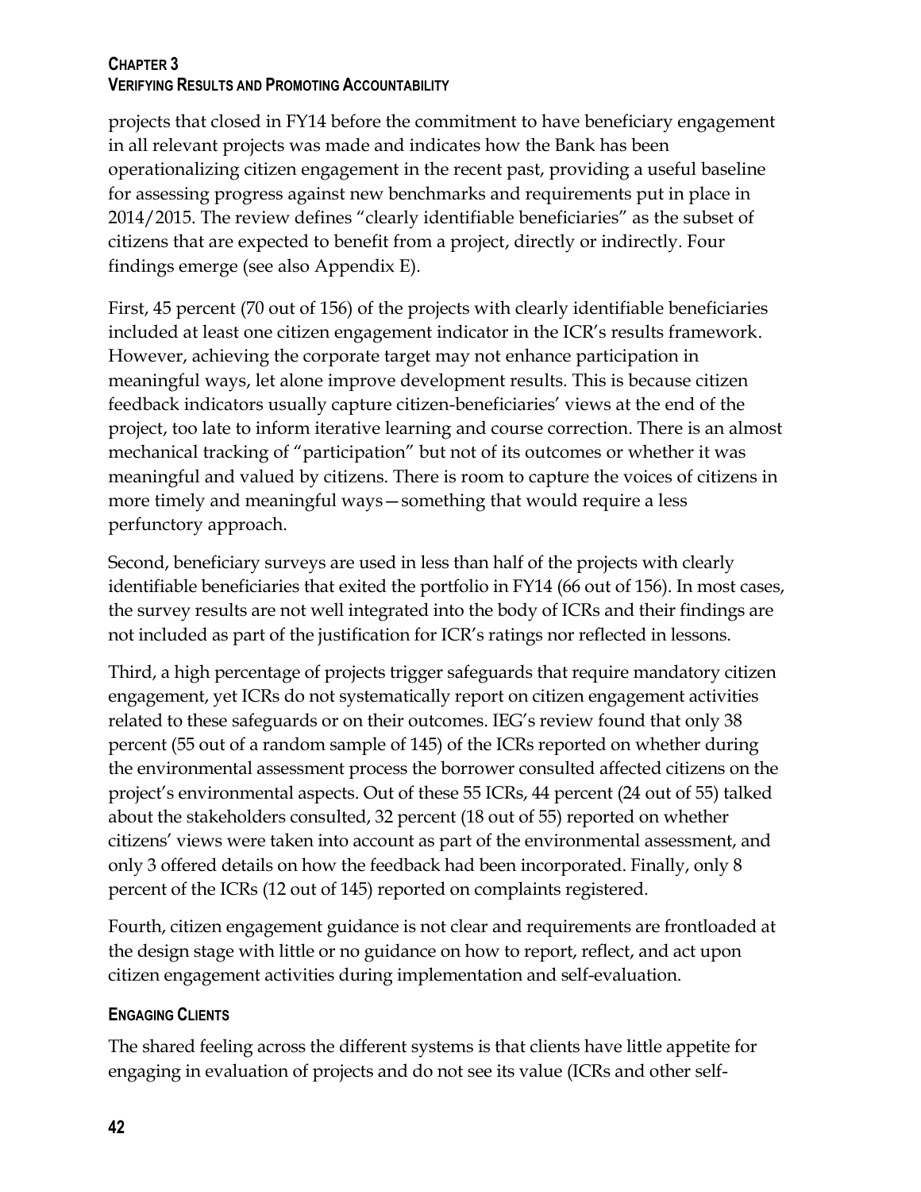projects that closed in FY14 before the commitment to have beneficiary engagement in all relevant projects was made and indicates how the Bank has been operationalizing citizen engagement in the recent past, providing a useful baseline for assessing progress against new benchmarks and requirements put in place in 2014/2015. The review defines "clearly identifiable beneficiaries" as the subset of citizens that are expected to benefit from a project, directly or indirectly. Four findings emerge (see also Appendix E).

First, 45 percent (70 out of 156) of the projects with clearly identifiable beneficiaries included at least one citizen engagement indicator in the ICR's results framework. However, achieving the corporate target may not enhance participation in meaningful ways, let alone improve development results. This is because citizen feedback indicators usually capture citizen-beneficiaries' views at the end of the project, too late to inform iterative learning and course correction. There is an almost mechanical tracking of "participation" but not of its outcomes or whether it was meaningful and valued by citizens. There is room to capture the voices of citizens in more timely and meaningful ways—something that would require a less perfunctory approach.

Second, beneficiary surveys are used in less than half of the projects with clearly identifiable beneficiaries that exited the portfolio in FY14 (66 out of 156). In most cases, the survey results are not well integrated into the body of ICRs and their findings are not included as part of the justification for ICR's ratings nor reflected in lessons.

Third, a high percentage of projects trigger safeguards that require mandatory citizen engagement, yet ICRs do not systematically report on citizen engagement activities related to these safeguards or on their outcomes. IEG's review found that only 38 percent (55 out of a random sample of 145) of the ICRs reported on whether during the environmental assessment process the borrower consulted affected citizens on the project's environmental aspects. Out of these 55 ICRs, 44 percent (24 out of 55) talked about the stakeholders consulted, 32 percent (18 out of 55) reported on whether citizens' views were taken into account as part of the environmental assessment, and only 3 offered details on how the feedback had been incorporated. Finally, only 8 percent of the ICRs (12 out of 145) reported on complaints registered.

Fourth, citizen engagement guidance is not clear and requirements are frontloaded at the design stage with little or no guidance on how to report, reflect, and act upon citizen engagement activities during implementation and self-evaluation.

### Engaging Clients

The shared feeling across the different systems is that clients have little appetite for engaging in evaluation of projects and do not see its value (ICRs and other self-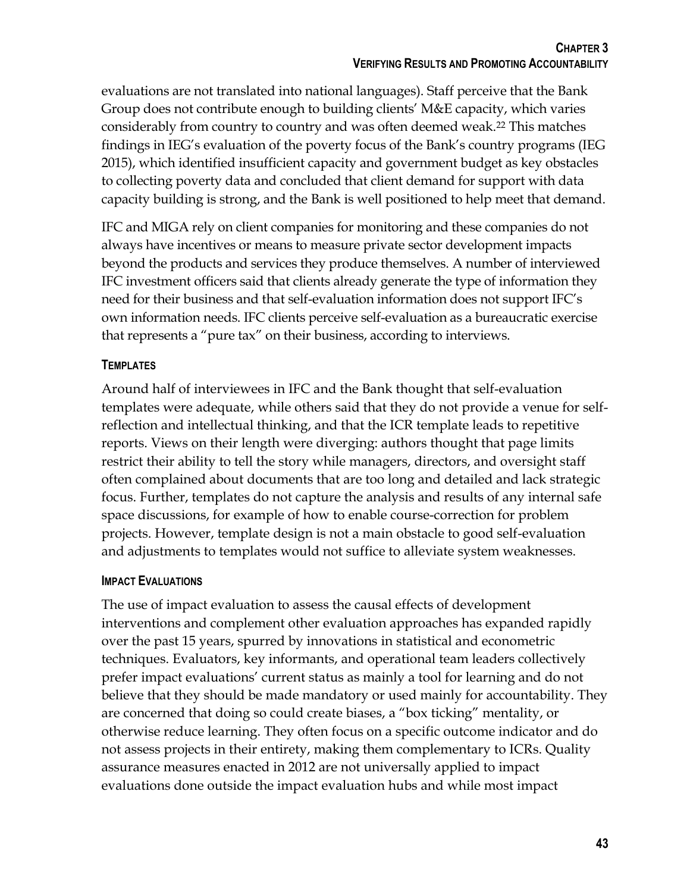evaluations are not translated into national languages). Staff perceive that the Bank Group does not contribute enough to building clients' M&E capacity, which varies considerably from country to country and was often deemed weak.[22] This matches findings in IEG's evaluation of the poverty focus of the Bank's country programs (IEG 2015), which identified insufficient capacity and government budget as key obstacles to collecting poverty data and concluded that client demand for support with data capacity building is strong, and the Bank is well positioned to help meet that demand.

IFC and MIGA rely on client companies for monitoring and these companies do not always have incentives or means to measure private sector development impacts beyond the products and services they produce themselves. A number of interviewed IFC investment officers said that clients already generate the type of information they need for their business and that self-evaluation information does not support IFC's own information needs. IFC clients perceive self-evaluation as a bureaucratic exercise that represents a "pure tax" on their business, according to interviews.

#### Templates

Around half of interviewees in IFC and the Bank thought that self-evaluation templates were adequate, while others said that they do not provide a venue for self-reflection and intellectual thinking, and that the ICR template leads to repetitive reports. Views on their length were diverging: authors thought that page limits restrict their ability to tell the story while managers, directors, and oversight staff often complained about documents that are too long and detailed and lack strategic focus. Further, templates do not capture the analysis and results of any internal safe space discussions, for example of how to enable course-correction for problem projects. However, template design is not a main obstacle to good self-evaluation and adjustments to templates would not suffice to alleviate system weaknesses.

#### Impact Evaluations

The use of impact evaluation to assess the causal effects of development interventions and complement other evaluation approaches has expanded rapidly over the past 15 years, spurred by innovations in statistical and econometric techniques. Evaluators, key informants, and operational team leaders collectively prefer impact evaluations' current status as mainly a tool for learning and do not believe that they should be made mandatory or used mainly for accountability. They are concerned that doing so could create biases, a "box ticking" mentality, or otherwise reduce learning. They often focus on a specific outcome indicator and do not assess projects in their entirety, making them complementary to ICRs. Quality assurance measures enacted in 2012 are not universally applied to impact evaluations done outside the impact evaluation hubs and while most impact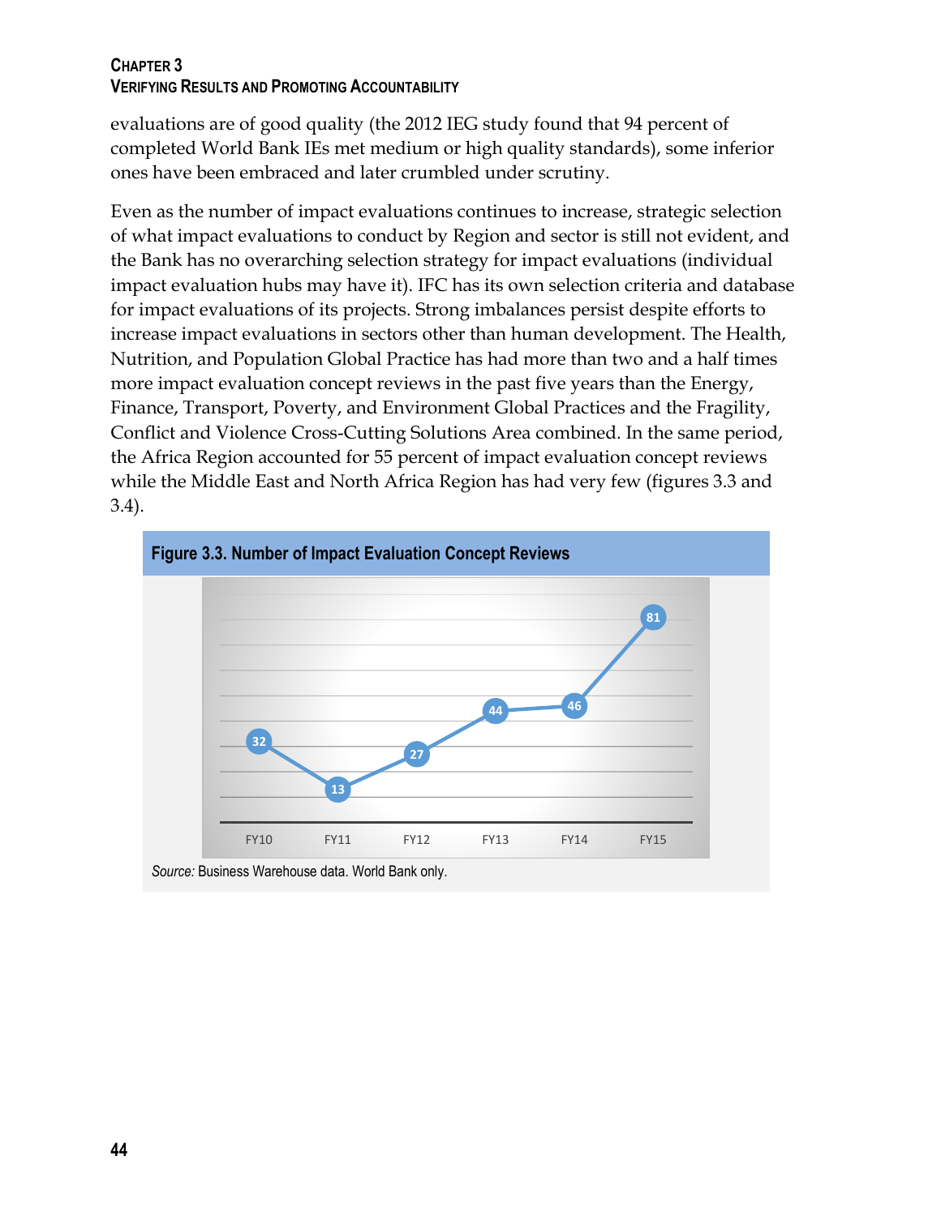evaluations are of good quality (the 2012 IEG study found that 94 percent of completed World Bank IEs met medium or high quality standards), some inferior ones have been embraced and later crumbled under scrutiny.

Even as the number of impact evaluations continues to increase, strategic selection of what impact evaluations to conduct by Region and sector is still not evident, and the Bank has no overarching selection strategy for impact evaluations (individual impact evaluation hubs may have it). IFC has its own selection criteria and database for impact evaluations of its projects. Strong imbalances persist despite efforts to increase impact evaluations in sectors other than human development. The Health, Nutrition, and Population Global Practice has had more than two and a half times more impact evaluation concept reviews in the past five years than the Energy, Finance, Transport, Poverty, and Environment Global Practices and the Fragility, Conflict and Violence Cross-Cutting Solutions Area combined. In the same period, the Africa Region accounted for 55 percent of impact evaluation concept reviews while the Middle East and North Africa Region has had very few (figures 3.3 and 3.4).

**Figure 3.3. Number of Impact Evaluation Concept Reviews**

| FY10 | FY11 | FY12 | FY13 | FY14 | FY15 |
|---|---|---|---|---|---|
| 32 | 13 | 27 | 44 | 46 | 81 |

*Source:* Business Warehouse data. World Bank only.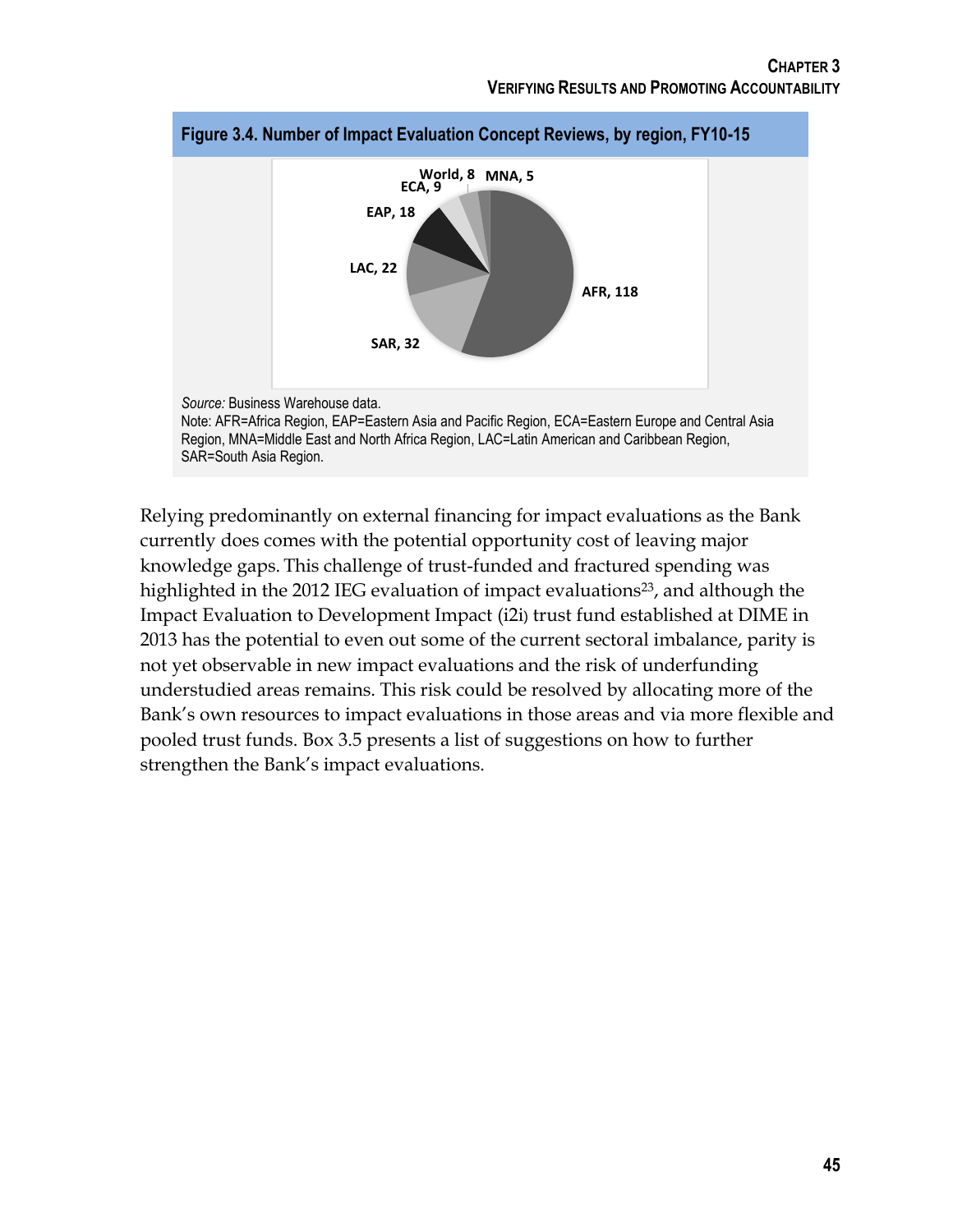**Figure 3.4. Number of Impact Evaluation Concept Reviews, by region, FY10-15**

World, 8
MNA, 5
ECA, 9
EAP, 18
LAC, 22
AFR, 118
SAR, 32

*Source:* Business Warehouse data.
Note: AFR=Africa Region, EAP=Eastern Asia and Pacific Region, ECA=Eastern Europe and Central Asia Region, MNA=Middle East and North Africa Region, LAC=Latin American and Caribbean Region, SAR=South Asia Region.

Relying predominantly on external financing for impact evaluations as the Bank currently does comes with the potential opportunity cost of leaving major knowledge gaps. This challenge of trust-funded and fractured spending was highlighted in the 2012 IEG evaluation of impact evaluations[23], and although the Impact Evaluation to Development Impact (i2i) trust fund established at DIME in 2013 has the potential to even out some of the current sectoral imbalance, parity is not yet observable in new impact evaluations and the risk of underfunding understudied areas remains. This risk could be resolved by allocating more of the Bank's own resources to impact evaluations in those areas and via more flexible and pooled trust funds. Box 3.5 presents a list of suggestions on how to further strengthen the Bank's impact evaluations.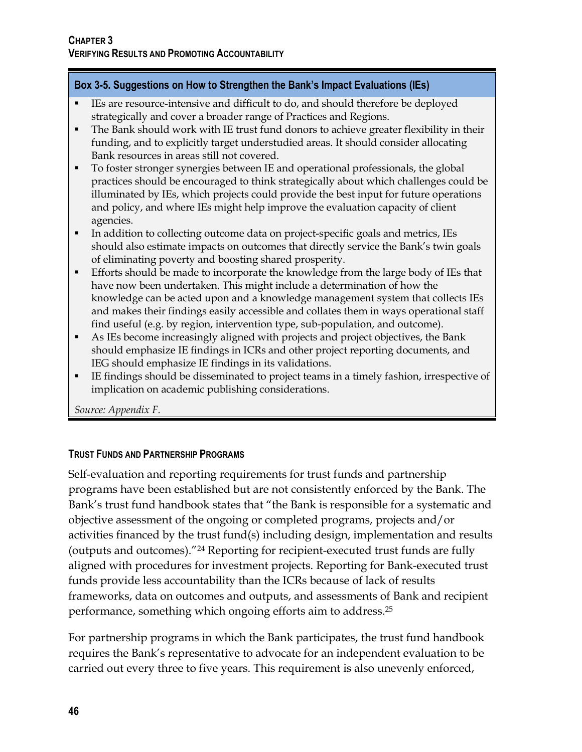**Box 3-5. Suggestions on How to Strengthen the Bank's Impact Evaluations (IEs)**

- IEs are resource-intensive and difficult to do, and should therefore be deployed strategically and cover a broader range of Practices and Regions.
- The Bank should work with IE trust fund donors to achieve greater flexibility in their funding, and to explicitly target understudied areas. It should consider allocating Bank resources in areas still not covered.
- To foster stronger synergies between IE and operational professionals, the global practices should be encouraged to think strategically about which challenges could be illuminated by IEs, which projects could provide the best input for future operations and policy, and where IEs might help improve the evaluation capacity of client agencies.
- In addition to collecting outcome data on project-specific goals and metrics, IEs should also estimate impacts on outcomes that directly service the Bank's twin goals of eliminating poverty and boosting shared prosperity.
- Efforts should be made to incorporate the knowledge from the large body of IEs that have now been undertaken. This might include a determination of how the knowledge can be acted upon and a knowledge management system that collects IEs and makes their findings easily accessible and collates them in ways operational staff find useful (e.g. by region, intervention type, sub-population, and outcome).
- As IEs become increasingly aligned with projects and project objectives, the Bank should emphasize IE findings in ICRs and other project reporting documents, and IEG should emphasize IE findings in its validations.
- IE findings should be disseminated to project teams in a timely fashion, irrespective of implication on academic publishing considerations.

*Source: Appendix F.*

### Trust Funds and Partnership Programs

Self-evaluation and reporting requirements for trust funds and partnership programs have been established but are not consistently enforced by the Bank. The Bank's trust fund handbook states that "the Bank is responsible for a systematic and objective assessment of the ongoing or completed programs, projects and/or activities financed by the trust fund(s) including design, implementation and results (outputs and outcomes)."[24] Reporting for recipient-executed trust funds are fully aligned with procedures for investment projects. Reporting for Bank-executed trust funds provide less accountability than the ICRs because of lack of results frameworks, data on outcomes and outputs, and assessments of Bank and recipient performance, something which ongoing efforts aim to address.[25]

For partnership programs in which the Bank participates, the trust fund handbook requires the Bank's representative to advocate for an independent evaluation to be carried out every three to five years. This requirement is also unevenly enforced,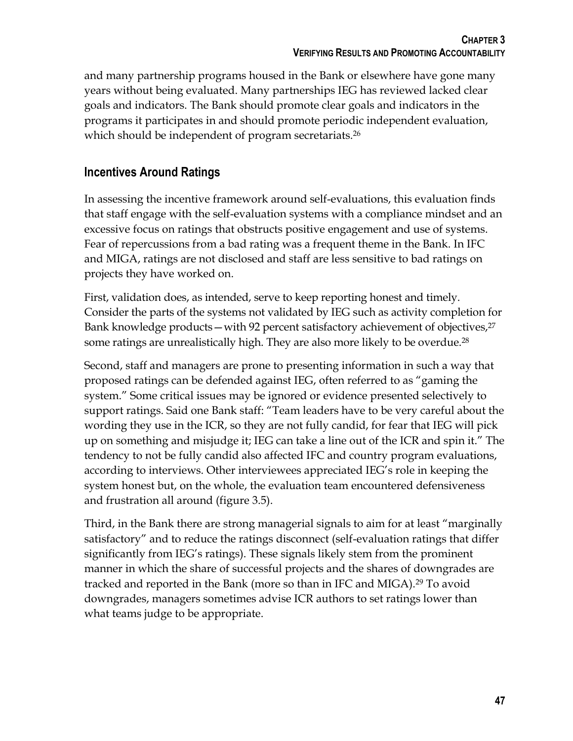and many partnership programs housed in the Bank or elsewhere have gone many years without being evaluated. Many partnerships IEG has reviewed lacked clear goals and indicators. The Bank should promote clear goals and indicators in the programs it participates in and should promote periodic independent evaluation, which should be independent of program secretariats.[26]

## Incentives Around Ratings

In assessing the incentive framework around self-evaluations, this evaluation finds that staff engage with the self-evaluation systems with a compliance mindset and an excessive focus on ratings that obstructs positive engagement and use of systems. Fear of repercussions from a bad rating was a frequent theme in the Bank. In IFC and MIGA, ratings are not disclosed and staff are less sensitive to bad ratings on projects they have worked on.

First, validation does, as intended, serve to keep reporting honest and timely. Consider the parts of the systems not validated by IEG such as activity completion for Bank knowledge products—with 92 percent satisfactory achievement of objectives,[27] some ratings are unrealistically high. They are also more likely to be overdue.[28]

Second, staff and managers are prone to presenting information in such a way that proposed ratings can be defended against IEG, often referred to as "gaming the system." Some critical issues may be ignored or evidence presented selectively to support ratings. Said one Bank staff: "Team leaders have to be very careful about the wording they use in the ICR, so they are not fully candid, for fear that IEG will pick up on something and misjudge it; IEG can take a line out of the ICR and spin it." The tendency to not be fully candid also affected IFC and country program evaluations, according to interviews. Other interviewees appreciated IEG's role in keeping the system honest but, on the whole, the evaluation team encountered defensiveness and frustration all around (figure 3.5).

Third, in the Bank there are strong managerial signals to aim for at least "marginally satisfactory" and to reduce the ratings disconnect (self-evaluation ratings that differ significantly from IEG's ratings). These signals likely stem from the prominent manner in which the share of successful projects and the shares of downgrades are tracked and reported in the Bank (more so than in IFC and MIGA).[29] To avoid downgrades, managers sometimes advise ICR authors to set ratings lower than what teams judge to be appropriate.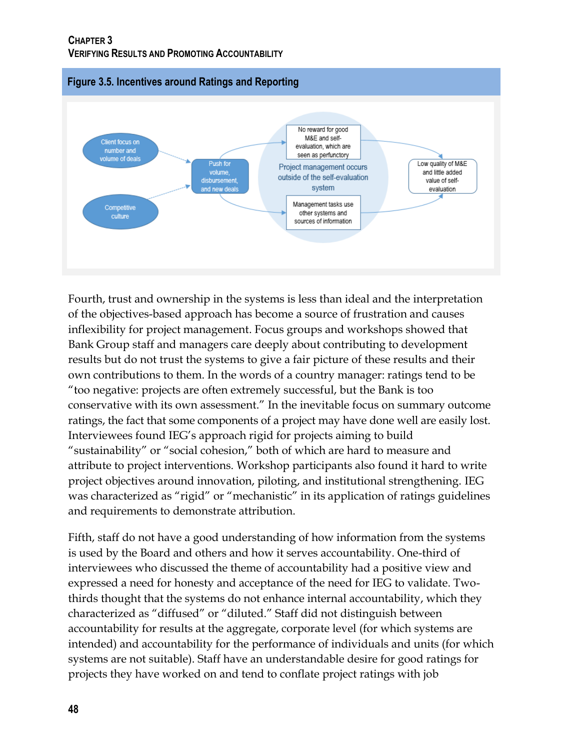### Figure 3.5. Incentives around Ratings and Reporting

Client focus on number and volume of deals

Competitive culture

Push for volume, disbursement, and new deals

No reward for good M&E and self-evaluation, which are seen as perfunctory

Project management occurs outside of the self-evaluation system

Management tasks use other systems and sources of information

Low quality of M&E and little added value of self-evaluation

Fourth, trust and ownership in the systems is less than ideal and the interpretation of the objectives-based approach has become a source of frustration and causes inflexibility for project management. Focus groups and workshops showed that Bank Group staff and managers care deeply about contributing to development results but do not trust the systems to give a fair picture of these results and their own contributions to them. In the words of a country manager: ratings tend to be "too negative: projects are often extremely successful, but the Bank is too conservative with its own assessment." In the inevitable focus on summary outcome ratings, the fact that some components of a project may have done well are easily lost. Interviewees found IEG's approach rigid for projects aiming to build "sustainability" or "social cohesion," both of which are hard to measure and attribute to project interventions. Workshop participants also found it hard to write project objectives around innovation, piloting, and institutional strengthening. IEG was characterized as "rigid" or "mechanistic" in its application of ratings guidelines and requirements to demonstrate attribution.

Fifth, staff do not have a good understanding of how information from the systems is used by the Board and others and how it serves accountability. One-third of interviewees who discussed the theme of accountability had a positive view and expressed a need for honesty and acceptance of the need for IEG to validate. Two-thirds thought that the systems do not enhance internal accountability, which they characterized as "diffused" or "diluted." Staff did not distinguish between accountability for results at the aggregate, corporate level (for which systems are intended) and accountability for the performance of individuals and units (for which systems are not suitable). Staff have an understandable desire for good ratings for projects they have worked on and tend to conflate project ratings with job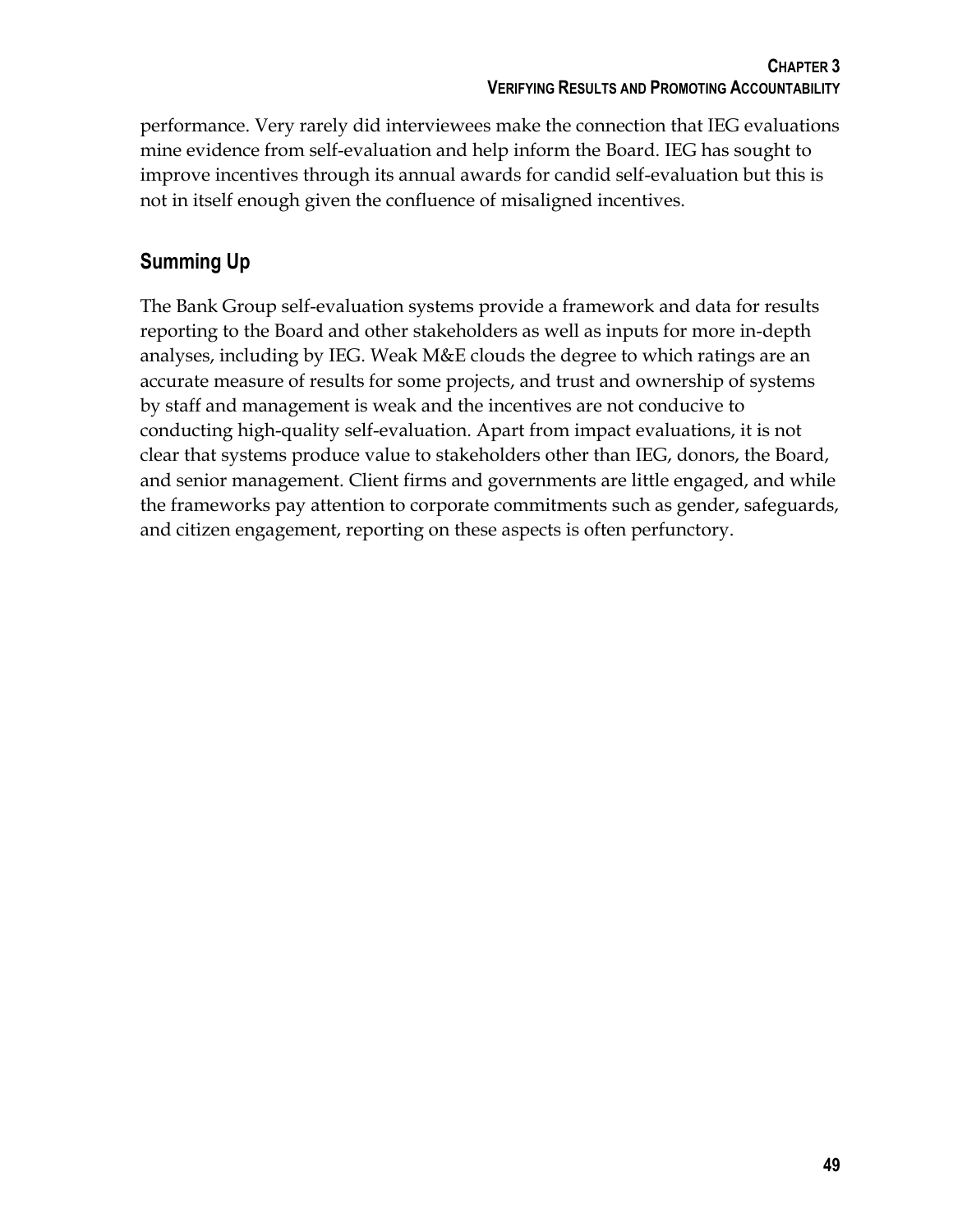performance. Very rarely did interviewees make the connection that IEG evaluations mine evidence from self-evaluation and help inform the Board. IEG has sought to improve incentives through its annual awards for candid self-evaluation but this is not in itself enough given the confluence of misaligned incentives.

## Summing Up

The Bank Group self-evaluation systems provide a framework and data for results reporting to the Board and other stakeholders as well as inputs for more in-depth analyses, including by IEG. Weak M&E clouds the degree to which ratings are an accurate measure of results for some projects, and trust and ownership of systems by staff and management is weak and the incentives are not conducive to conducting high-quality self-evaluation. Apart from impact evaluations, it is not clear that systems produce value to stakeholders other than IEG, donors, the Board, and senior management. Client firms and governments are little engaged, and while the frameworks pay attention to corporate commitments such as gender, safeguards, and citizen engagement, reporting on these aspects is often perfunctory.